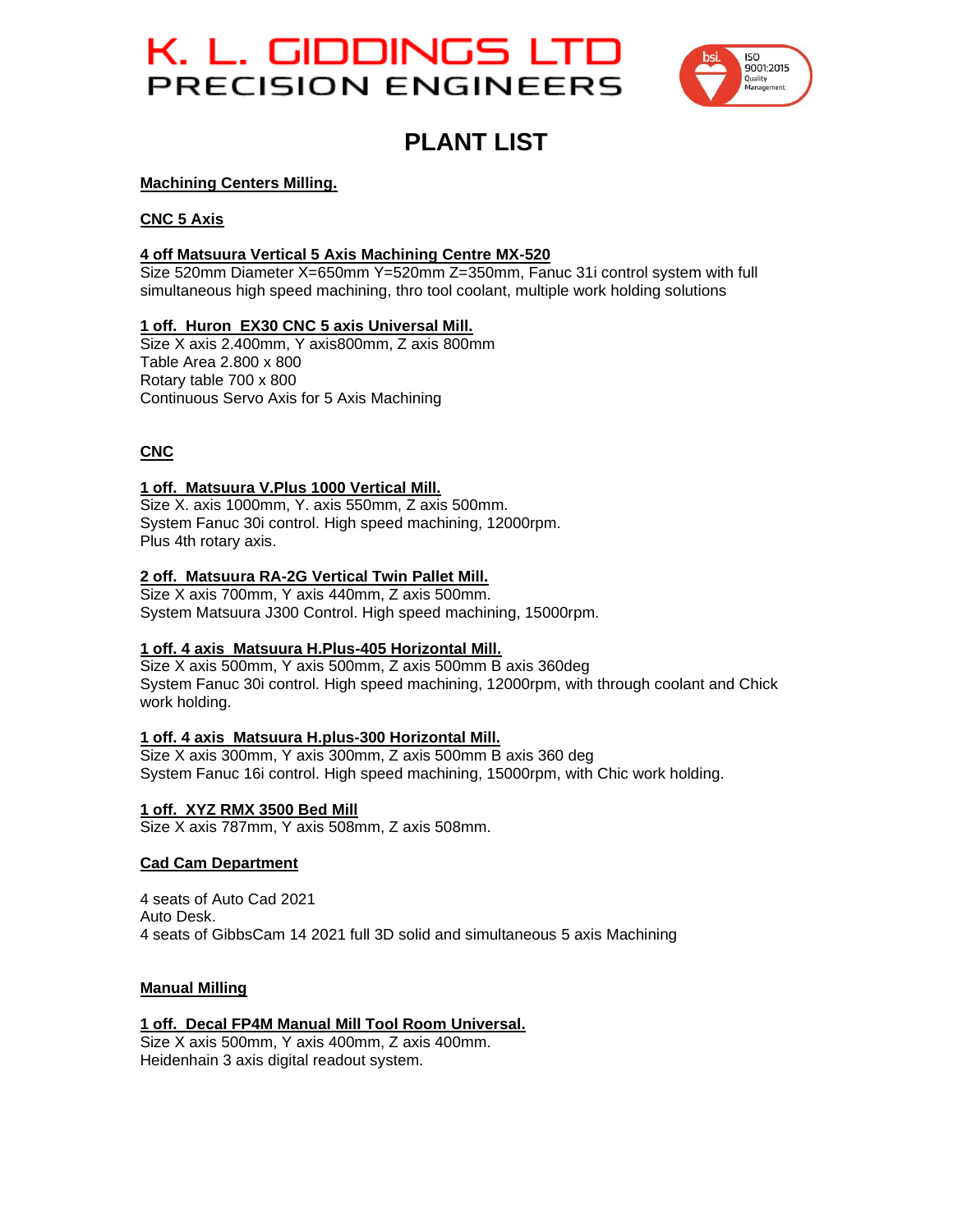# K. L. GIDDINGS LTD
## PRECISION ENGINEERS

ISO 9001:2015 Quality Management

# PLANT LIST

**Machining Centers Milling.**

**CNC 5 Axis**

**4 off Matsuura Vertical 5 Axis Machining Centre MX-520**
Size 520mm Diameter X=650mm Y=520mm Z=350mm, Fanuc 31i control system with full simultaneous high speed machining, thro tool coolant, multiple work holding solutions

**1 off. Huron EX30 CNC 5 axis Universal Mill.**
Size X axis 2.400mm, Y axis800mm, Z axis 800mm
Table Area 2.800 x 800
Rotary table 700 x 800
Continuous Servo Axis for 5 Axis Machining

**CNC**

**1 off. Matsuura V.Plus 1000 Vertical Mill.**
Size X. axis 1000mm, Y. axis 550mm, Z axis 500mm.
System Fanuc 30i control. High speed machining, 12000rpm.
Plus 4th rotary axis.

**2 off. Matsuura RA-2G Vertical Twin Pallet Mill.**
Size X axis 700mm, Y axis 440mm, Z axis 500mm.
System Matsuura J300 Control. High speed machining, 15000rpm.

**1 off. 4 axis Matsuura H.Plus-405 Horizontal Mill.**
Size X axis 500mm, Y axis 500mm, Z axis 500mm B axis 360deg
System Fanuc 30i control. High speed machining, 12000rpm, with through coolant and Chick work holding.

**1 off. 4 axis Matsuura H.plus-300 Horizontal Mill.**
Size X axis 300mm, Y axis 300mm, Z axis 500mm B axis 360 deg
System Fanuc 16i control. High speed machining, 15000rpm, with Chic work holding.

**1 off. XYZ RMX 3500 Bed Mill**
Size X axis 787mm, Y axis 508mm, Z axis 508mm.

**Cad Cam Department**

4 seats of Auto Cad 2021
Auto Desk.
4 seats of GibbsCam 14 2021 full 3D solid and simultaneous 5 axis Machining

**Manual Milling**

**1 off. Decal FP4M Manual Mill Tool Room Universal.**
Size X axis 500mm, Y axis 400mm, Z axis 400mm.
Heidenhain 3 axis digital readout system.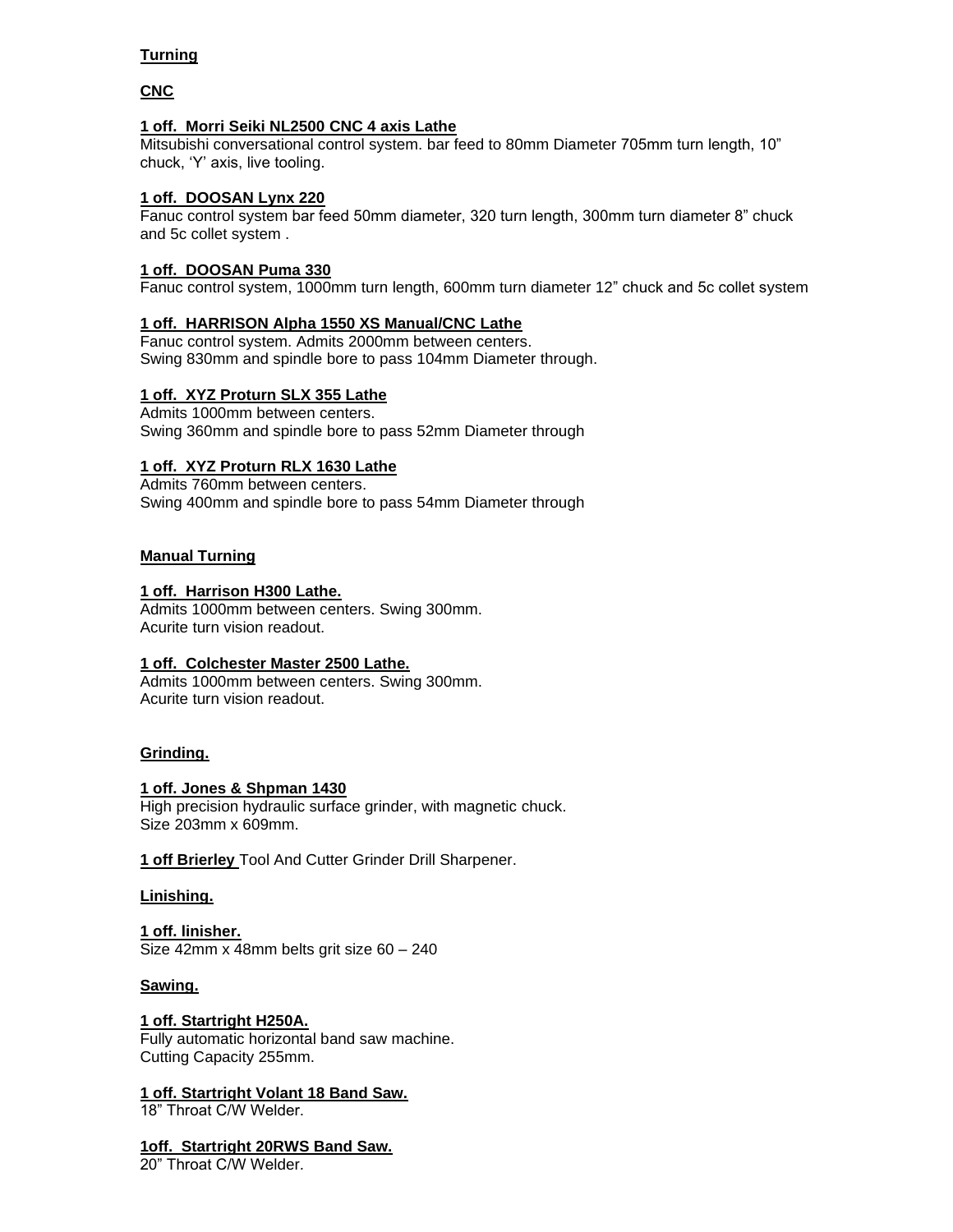## Turning

### CNC

**1 off. Morri Seiki NL2500 CNC 4 axis Lathe**
Mitsubishi conversational control system. bar feed to 80mm Diameter 705mm turn length, 10" chuck, 'Y' axis, live tooling.

**1 off. DOOSAN Lynx 220**
Fanuc control system bar feed 50mm diameter, 320 turn length, 300mm turn diameter 8" chuck and 5c collet system .

**1 off. DOOSAN Puma 330**
Fanuc control system, 1000mm turn length, 600mm turn diameter 12" chuck and 5c collet system

**1 off. HARRISON Alpha 1550 XS Manual/CNC Lathe**
Fanuc control system. Admits 2000mm between centers.
Swing 830mm and spindle bore to pass 104mm Diameter through.

**1 off. XYZ Proturn SLX 355 Lathe**
Admits 1000mm between centers.
Swing 360mm and spindle bore to pass 52mm Diameter through

**1 off. XYZ Proturn RLX 1630 Lathe**
Admits 760mm between centers.
Swing 400mm and spindle bore to pass 54mm Diameter through

### Manual Turning

**1 off. Harrison H300 Lathe.**
Admits 1000mm between centers. Swing 300mm.
Acurite turn vision readout.

**1 off. Colchester Master 2500 Lathe.**
Admits 1000mm between centers. Swing 300mm.
Acurite turn vision readout.

## Grinding.

**1 off. Jones & Shpman 1430**
High precision hydraulic surface grinder, with magnetic chuck.
Size 203mm x 609mm.

**1 off Brierley** Tool And Cutter Grinder Drill Sharpener.

## Linishing.

**1 off. linisher.**
Size 42mm x 48mm belts grit size 60 – 240

## Sawing.

**1 off. Startright H250A.**
Fully automatic horizontal band saw machine.
Cutting Capacity 255mm.

**1 off. Startright Volant 18 Band Saw.**
18" Throat C/W Welder.

**1off. Startright 20RWS Band Saw.**
20" Throat C/W Welder.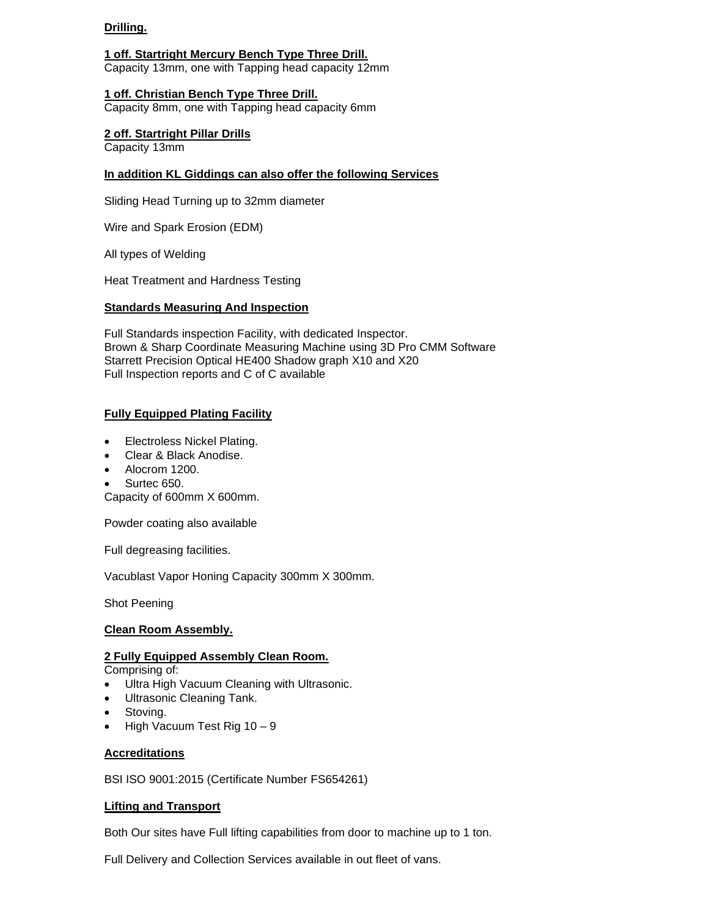**Drilling.**

**1 off. Startright Mercury Bench Type Three Drill.**
Capacity 13mm, one with Tapping head capacity 12mm

**1 off. Christian Bench Type Three Drill.**
Capacity 8mm, one with Tapping head capacity 6mm

**2 off. Startright Pillar Drills**
Capacity 13mm

**In addition KL Giddings can also offer the following Services**

Sliding Head Turning up to 32mm diameter

Wire and Spark Erosion (EDM)

All types of Welding

Heat Treatment and Hardness Testing

**Standards Measuring And Inspection**

Full Standards inspection Facility, with dedicated Inspector.
Brown & Sharp Coordinate Measuring Machine using 3D Pro CMM Software
Starrett Precision Optical HE400 Shadow graph X10 and X20
Full Inspection reports and C of C available

**Fully Equipped Plating Facility**

- Electroless Nickel Plating.
- Clear & Black Anodise.
- Alocrom 1200.
- Surtec 650.

Capacity of 600mm X 600mm.

Powder coating also available

Full degreasing facilities.

Vacublast Vapor Honing Capacity 300mm X 300mm.

Shot Peening

**Clean Room Assembly.**

**2 Fully Equipped Assembly Clean Room.**
Comprising of:

- Ultra High Vacuum Cleaning with Ultrasonic.
- Ultrasonic Cleaning Tank.
- Stoving.
- High Vacuum Test Rig 10 – 9

**Accreditations**

BSI ISO 9001:2015 (Certificate Number FS654261)

**Lifting and Transport**

Both Our sites have Full lifting capabilities from door to machine up to 1 ton.

Full Delivery and Collection Services available in out fleet of vans.